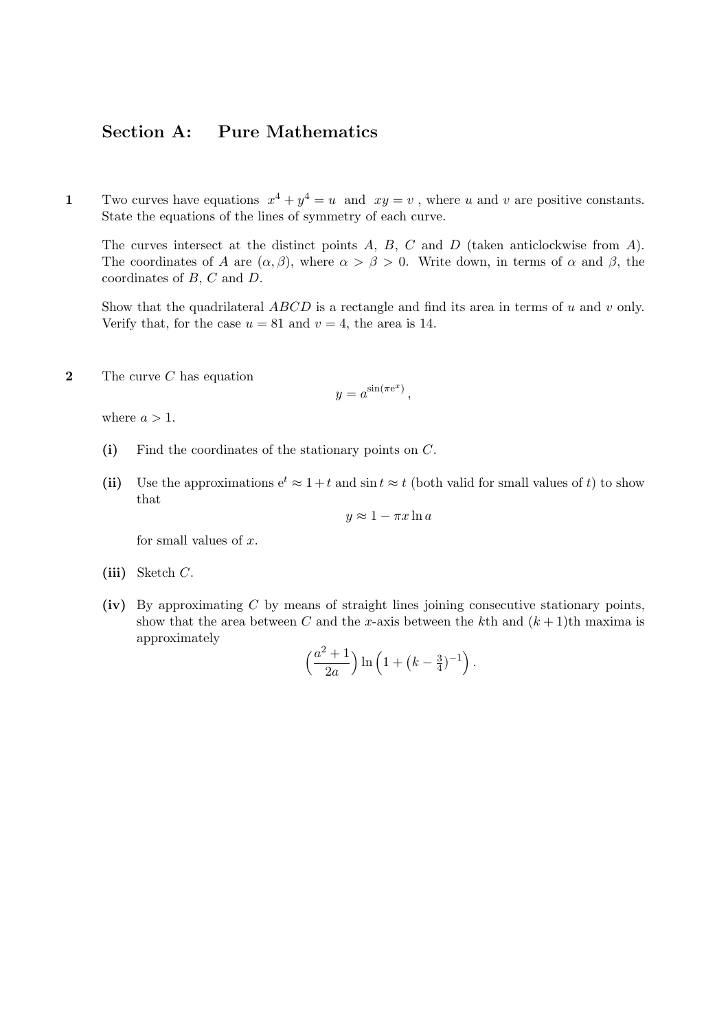## Section A: Pure Mathematics

**1** Two curves have equations $x^4 + y^4 = u$ and $xy = v$ , where $u$ and $v$ are positive constants. State the equations of the lines of symmetry of each curve.

The curves intersect at the distinct points $A$, $B$, $C$ and $D$ (taken anticlockwise from $A$). The coordinates of $A$ are $(\alpha, \beta)$, where $\alpha > \beta > 0$. Write down, in terms of $\alpha$ and $\beta$, the coordinates of $B$, $C$ and $D$.

Show that the quadrilateral $ABCD$ is a rectangle and find its area in terms of $u$ and $v$ only. Verify that, for the case $u = 81$ and $v = 4$, the area is 14.

**2** The curve $C$ has equation

$$y = a^{\sin(\pi e^x)},$$

where $a > 1$.

**(i)** Find the coordinates of the stationary points on $C$.

**(ii)** Use the approximations $e^t \approx 1 + t$ and $\sin t \approx t$ (both valid for small values of $t$) to show that

$$y \approx 1 - \pi x \ln a$$

for small values of $x$.

**(iii)** Sketch $C$.

**(iv)** By approximating $C$ by means of straight lines joining consecutive stationary points, show that the area between $C$ and the $x$-axis between the $k$th and $(k+1)$th maxima is approximately

$$\left(\frac{a^2 + 1}{2a}\right) \ln\left(1 + \left(k - \tfrac{3}{4}\right)^{-1}\right).$$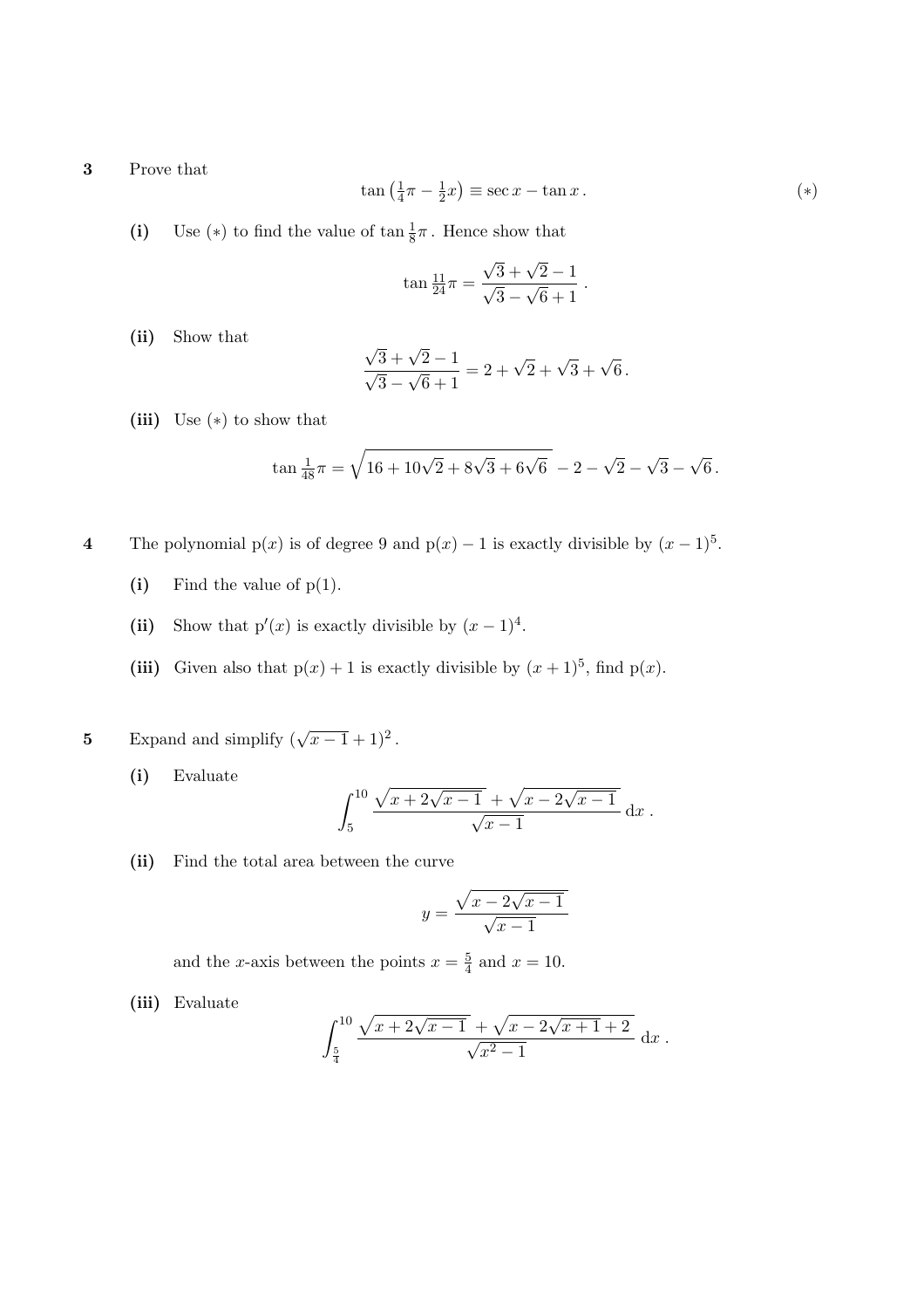**3** Prove that

$$\tan\left(\tfrac{1}{4}\pi - \tfrac{1}{2}x\right) \equiv \sec x - \tan x\,. \qquad (*)$$

**(i)** Use $(*)$ to find the value of $\tan \frac{1}{8}\pi$. Hence show that

$$\tan \tfrac{11}{24}\pi = \frac{\sqrt{3}+\sqrt{2}-1}{\sqrt{3}-\sqrt{6}+1}\,.$$

**(ii)** Show that

$$\frac{\sqrt{3}+\sqrt{2}-1}{\sqrt{3}-\sqrt{6}+1} = 2+\sqrt{2}+\sqrt{3}+\sqrt{6}\,.$$

**(iii)** Use $(*)$ to show that

$$\tan \tfrac{1}{48}\pi = \sqrt{16+10\sqrt{2}+8\sqrt{3}+6\sqrt{6}}\; -2-\sqrt{2}-\sqrt{3}-\sqrt{6}\,.$$

**4** The polynomial $\mathrm{p}(x)$ is of degree 9 and $\mathrm{p}(x)-1$ is exactly divisible by $(x-1)^5$.

**(i)** Find the value of $\mathrm{p}(1)$.

**(ii)** Show that $\mathrm{p}'(x)$ is exactly divisible by $(x-1)^4$.

**(iii)** Given also that $\mathrm{p}(x)+1$ is exactly divisible by $(x+1)^5$, find $\mathrm{p}(x)$.

**5** Expand and simplify $(\sqrt{x-1}+1)^2$.

**(i)** Evaluate

$$\int_5^{10} \frac{\sqrt{x+2\sqrt{x-1}}+\sqrt{x-2\sqrt{x-1}}}{\sqrt{x-1}}\,\mathrm{d}x\,.$$

**(ii)** Find the total area between the curve

$$y = \frac{\sqrt{x-2\sqrt{x-1}}}{\sqrt{x-1}}$$

and the $x$-axis between the points $x=\frac{5}{4}$ and $x=10$.

**(iii)** Evaluate

$$\int_{\frac{5}{4}}^{10} \frac{\sqrt{x+2\sqrt{x-1}}+\sqrt{x-2\sqrt{x+1}+2}}{\sqrt{x^2-1}}\,\mathrm{d}x\,.$$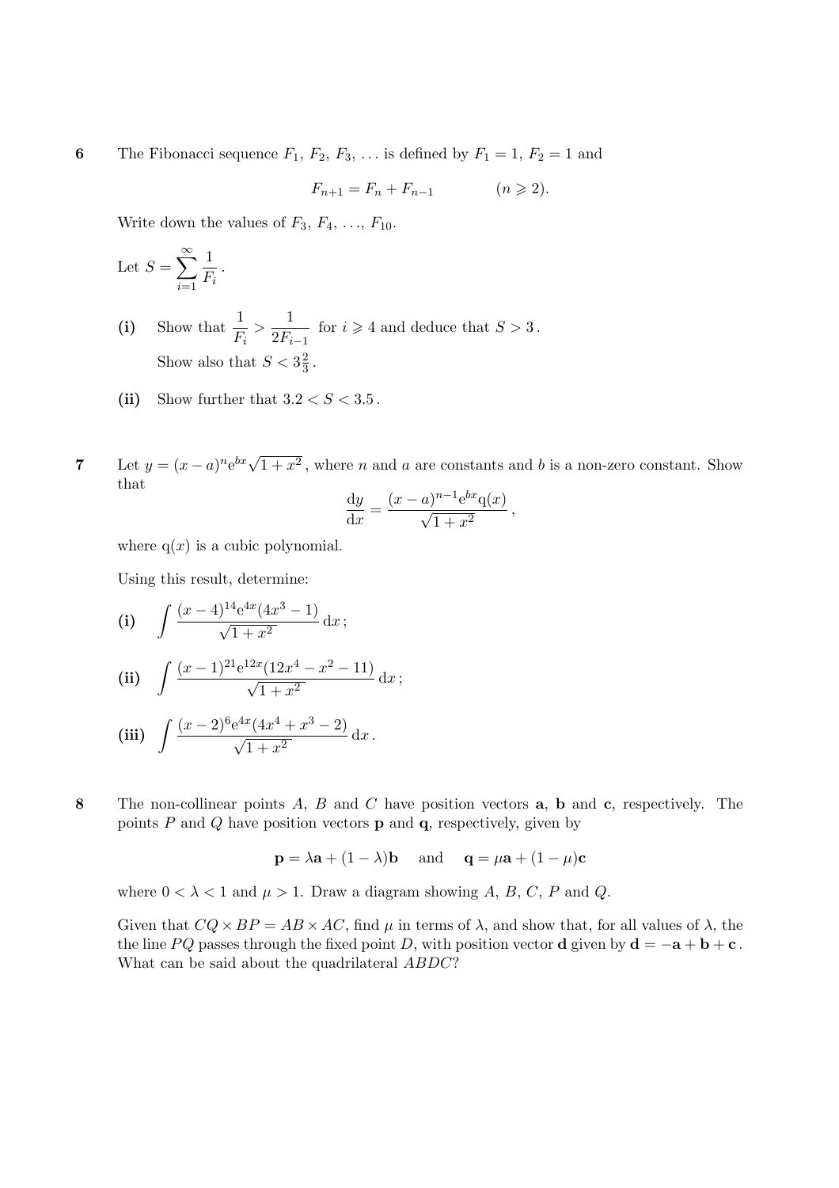**6** The Fibonacci sequence $F_1$, $F_2$, $F_3$, ... is defined by $F_1 = 1$, $F_2 = 1$ and

$$F_{n+1} = F_n + F_{n-1} \qquad (n \geqslant 2).$$

Write down the values of $F_3$, $F_4$, ..., $F_{10}$.

Let $S = \displaystyle\sum_{i=1}^{\infty} \frac{1}{F_i}$.

**(i)** Show that $\dfrac{1}{F_i} > \dfrac{1}{2F_{i-1}}$ for $i \geqslant 4$ and deduce that $S > 3$.

Show also that $S < 3\frac{2}{3}$.

**(ii)** Show further that $3.2 < S < 3.5$.

**7** Let $y = (x-a)^n \mathrm{e}^{bx}\sqrt{1+x^2}$, where $n$ and $a$ are constants and $b$ is a non-zero constant. Show that

$$\frac{\mathrm{d}y}{\mathrm{d}x} = \frac{(x-a)^{n-1}\mathrm{e}^{bx}\mathrm{q}(x)}{\sqrt{1+x^2}},$$

where $\mathrm{q}(x)$ is a cubic polynomial.

Using this result, determine:

**(i)** $\displaystyle\int \frac{(x-4)^{14}\mathrm{e}^{4x}(4x^3-1)}{\sqrt{1+x^2}}\,\mathrm{d}x$;

**(ii)** $\displaystyle\int \frac{(x-1)^{21}\mathrm{e}^{12x}(12x^4-x^2-11)}{\sqrt{1+x^2}}\,\mathrm{d}x$;

**(iii)** $\displaystyle\int \frac{(x-2)^{6}\mathrm{e}^{4x}(4x^4+x^3-2)}{\sqrt{1+x^2}}\,\mathrm{d}x$.

**8** The non-collinear points $A$, $B$ and $C$ have position vectors $\mathbf{a}$, $\mathbf{b}$ and $\mathbf{c}$, respectively. The points $P$ and $Q$ have position vectors $\mathbf{p}$ and $\mathbf{q}$, respectively, given by

$$\mathbf{p} = \lambda\mathbf{a} + (1-\lambda)\mathbf{b} \quad \text{ and } \quad \mathbf{q} = \mu\mathbf{a} + (1-\mu)\mathbf{c}$$

where $0 < \lambda < 1$ and $\mu > 1$. Draw a diagram showing $A$, $B$, $C$, $P$ and $Q$.

Given that $CQ \times BP = AB \times AC$, find $\mu$ in terms of $\lambda$, and show that, for all values of $\lambda$, the the line $PQ$ passes through the fixed point $D$, with position vector $\mathbf{d}$ given by $\mathbf{d} = -\mathbf{a} + \mathbf{b} + \mathbf{c}$. What can be said about the quadrilateral $ABDC$?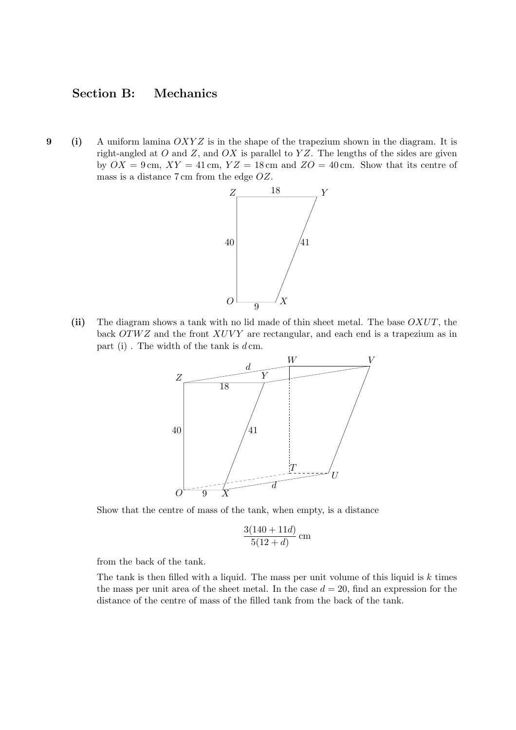## Section B: Mechanics

**9** **(i)** A uniform lamina $OXYZ$ is in the shape of the trapezium shown in the diagram. It is right-angled at $O$ and $Z$, and $OX$ is parallel to $YZ$. The lengths of the sides are given by $OX = 9\,\text{cm}$, $XY = 41\,\text{cm}$, $YZ = 18\,\text{cm}$ and $ZO = 40\,\text{cm}$. Show that its centre of mass is a distance $7\,\text{cm}$ from the edge $OZ$.

**(ii)** The diagram shows a tank with no lid made of thin sheet metal. The base $OXUT$, the back $OTWZ$ and the front $XUVY$ are rectangular, and each end is a trapezium as in part (i) . The width of the tank is $d\,\text{cm}$.

Show that the centre of mass of the tank, when empty, is a distance

$$\frac{3(140+11d)}{5(12+d)}\,\text{cm}$$

from the back of the tank.

The tank is then filled with a liquid. The mass per unit volume of this liquid is $k$ times the mass per unit area of the sheet metal. In the case $d = 20$, find an expression for the distance of the centre of mass of the filled tank from the back of the tank.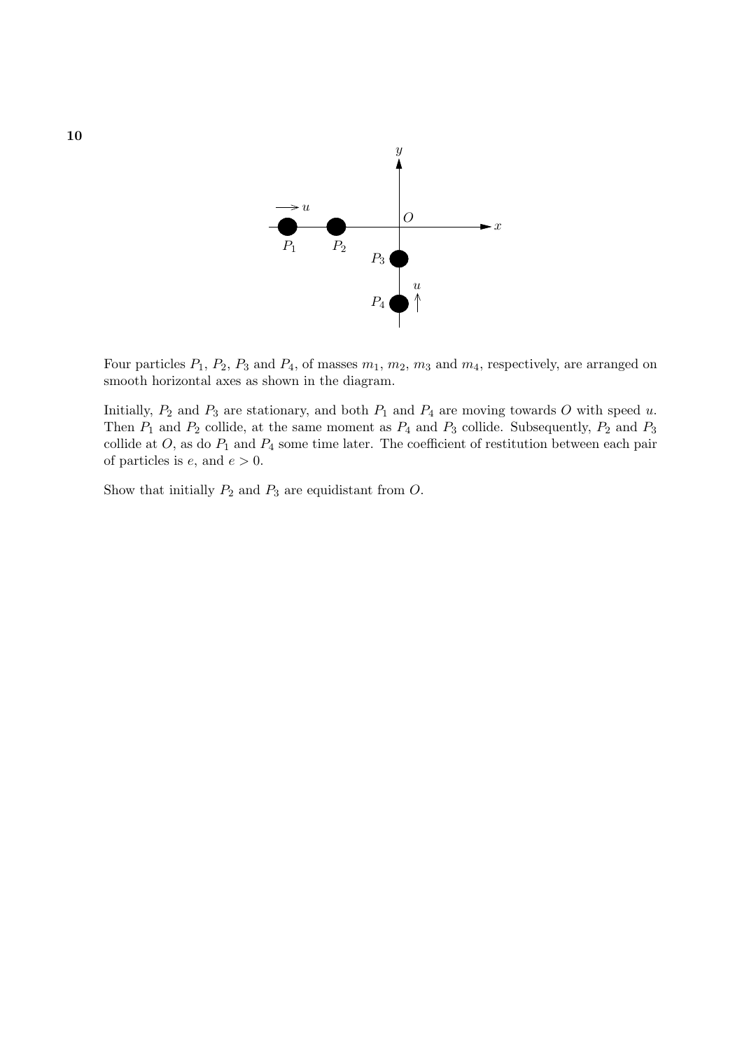**10**

Four particles $P_1$, $P_2$, $P_3$ and $P_4$, of masses $m_1$, $m_2$, $m_3$ and $m_4$, respectively, are arranged on smooth horizontal axes as shown in the diagram.

Initially, $P_2$ and $P_3$ are stationary, and both $P_1$ and $P_4$ are moving towards $O$ with speed $u$. Then $P_1$ and $P_2$ collide, at the same moment as $P_4$ and $P_3$ collide. Subsequently, $P_2$ and $P_3$ collide at $O$, as do $P_1$ and $P_4$ some time later. The coefficient of restitution between each pair of particles is $e$, and $e > 0$.

Show that initially $P_2$ and $P_3$ are equidistant from $O$.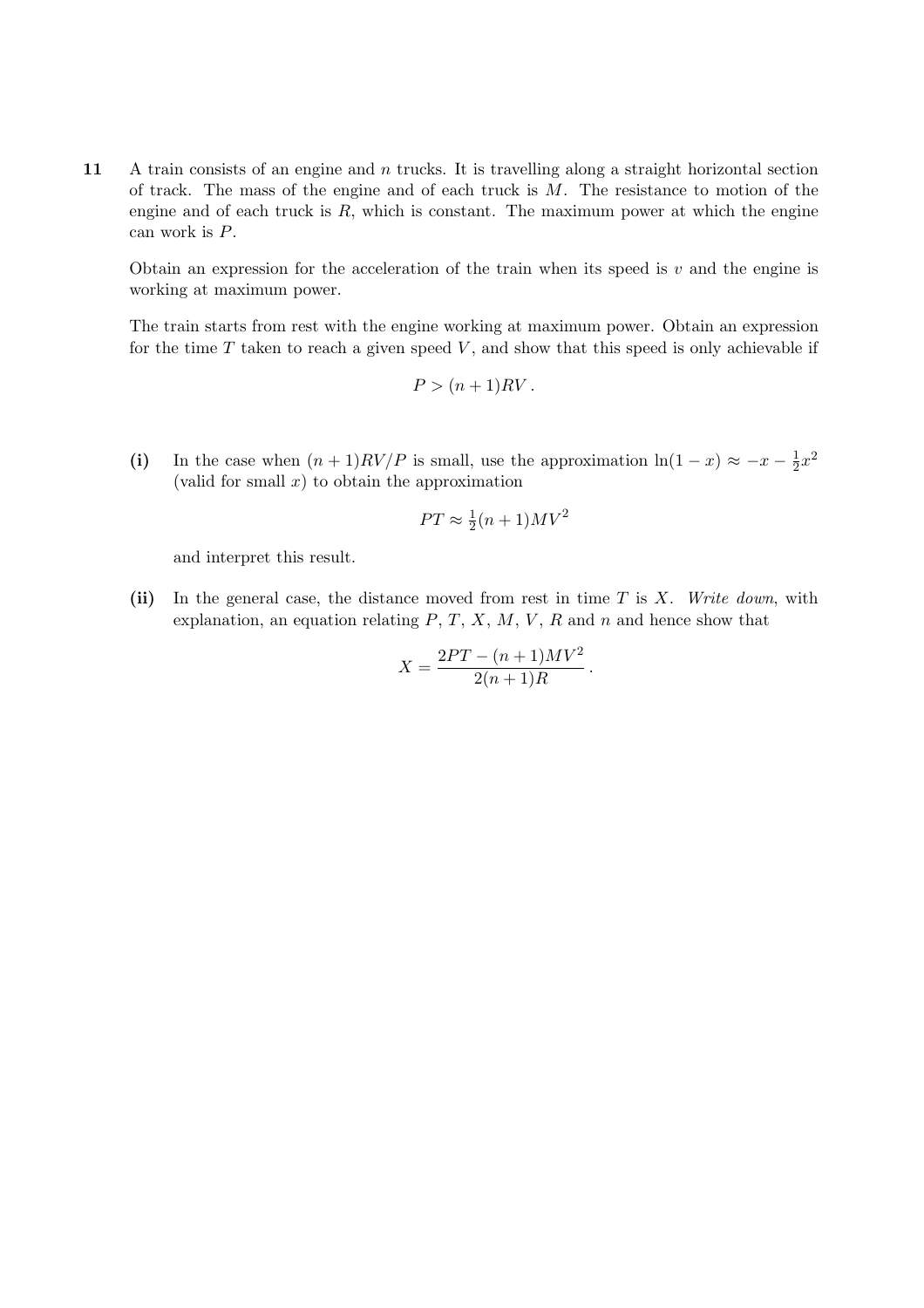**11** A train consists of an engine and $n$ trucks. It is travelling along a straight horizontal section of track. The mass of the engine and of each truck is $M$. The resistance to motion of the engine and of each truck is $R$, which is constant. The maximum power at which the engine can work is $P$.

Obtain an expression for the acceleration of the train when its speed is $v$ and the engine is working at maximum power.

The train starts from rest with the engine working at maximum power. Obtain an expression for the time $T$ taken to reach a given speed $V$, and show that this speed is only achievable if

$$P > (n+1)RV\,.$$

**(i)** In the case when $(n+1)RV/P$ is small, use the approximation $\ln(1-x) \approx -x - \frac{1}{2}x^2$ (valid for small $x$) to obtain the approximation

$$PT \approx \tfrac{1}{2}(n+1)MV^2$$

and interpret this result.

**(ii)** In the general case, the distance moved from rest in time $T$ is $X$. *Write down*, with explanation, an equation relating $P$, $T$, $X$, $M$, $V$, $R$ and $n$ and hence show that

$$X = \frac{2PT - (n+1)MV^2}{2(n+1)R}\,.$$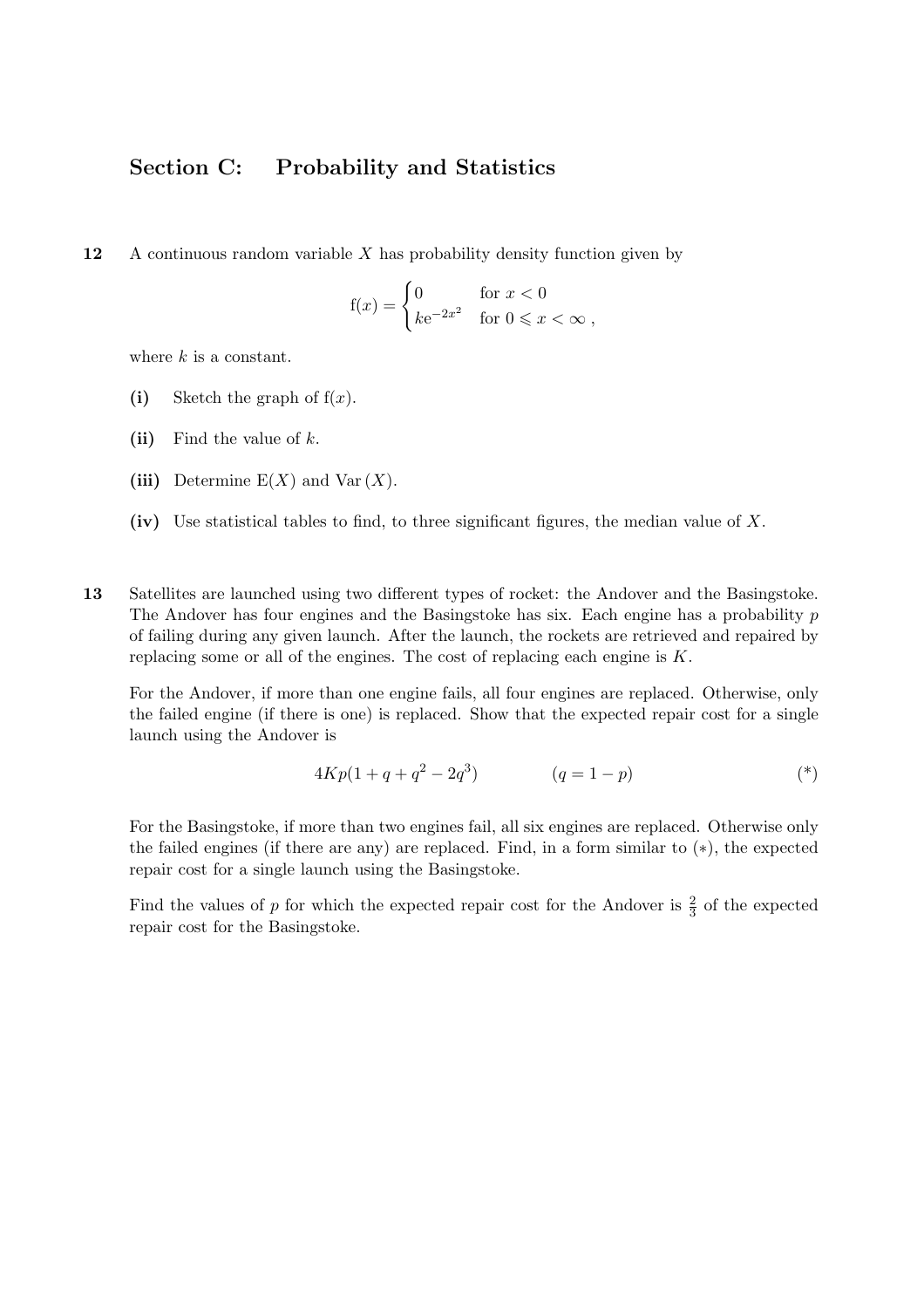## Section C: Probability and Statistics

**12** A continuous random variable $X$ has probability density function given by

$$\mathrm{f}(x) = \begin{cases} 0 & \text{for } x < 0 \\ k\mathrm{e}^{-2x^2} & \text{for } 0 \leqslant x < \infty \,, \end{cases}$$

where $k$ is a constant.

**(i)** Sketch the graph of $\mathrm{f}(x)$.

**(ii)** Find the value of $k$.

**(iii)** Determine $\mathrm{E}(X)$ and $\mathrm{Var}\,(X)$.

**(iv)** Use statistical tables to find, to three significant figures, the median value of $X$.

**13** Satellites are launched using two different types of rocket: the Andover and the Basingstoke. The Andover has four engines and the Basingstoke has six. Each engine has a probability $p$ of failing during any given launch. After the launch, the rockets are retrieved and repaired by replacing some or all of the engines. The cost of replacing each engine is $K$.

For the Andover, if more than one engine fails, all four engines are replaced. Otherwise, only the failed engine (if there is one) is replaced. Show that the expected repair cost for a single launch using the Andover is

$$4Kp(1 + q + q^2 - 2q^3) \qquad\qquad (q = 1 - p) \qquad\qquad (*)$$

For the Basingstoke, if more than two engines fail, all six engines are replaced. Otherwise only the failed engines (if there are any) are replaced. Find, in a form similar to $(*)$, the expected repair cost for a single launch using the Basingstoke.

Find the values of $p$ for which the expected repair cost for the Andover is $\frac{2}{3}$ of the expected repair cost for the Basingstoke.